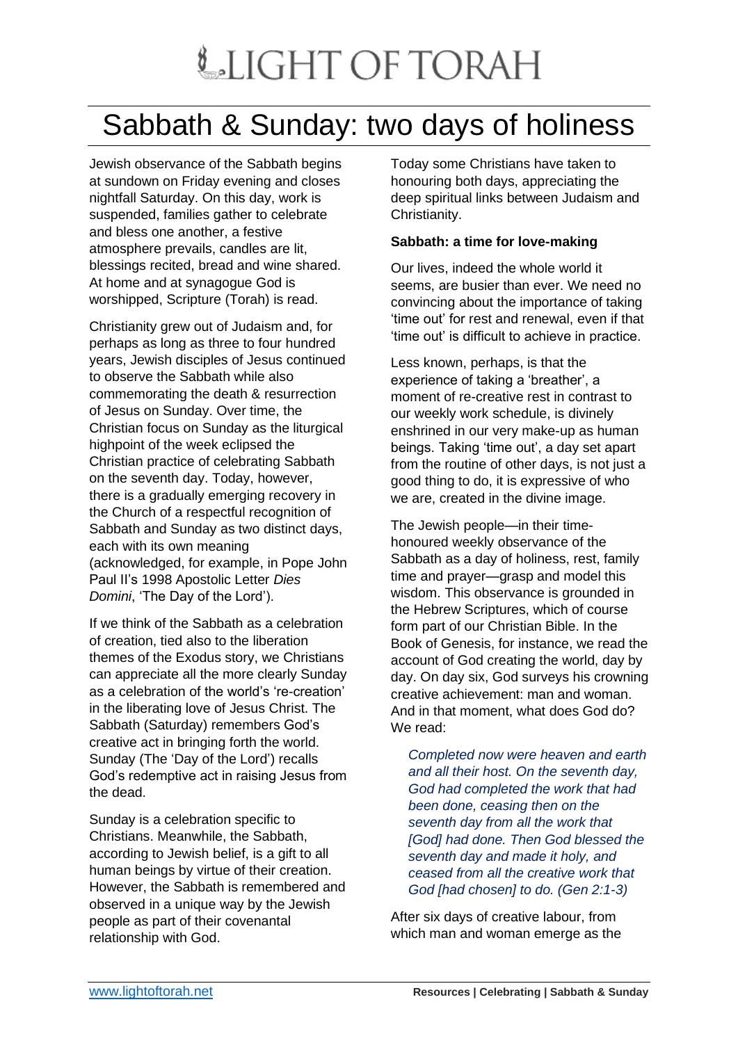# Sabbath & Sunday: two days of holiness

Jewish observance of the Sabbath begins at sundown on Friday evening and closes nightfall Saturday. On this day, work is suspended, families gather to celebrate and bless one another, a festive atmosphere prevails, candles are lit, blessings recited, bread and wine shared. At home and at synagogue God is worshipped, Scripture (Torah) is read.

Christianity grew out of Judaism and, for perhaps as long as three to four hundred years, Jewish disciples of Jesus continued to observe the Sabbath while also commemorating the death & resurrection of Jesus on Sunday. Over time, the Christian focus on Sunday as the liturgical highpoint of the week eclipsed the Christian practice of celebrating Sabbath on the seventh day. Today, however, there is a gradually emerging recovery in the Church of a respectful recognition of Sabbath and Sunday as two distinct days, each with its own meaning (acknowledged, for example, in Pope John Paul II's 1998 Apostolic Letter *Dies Domini*, 'The Day of the Lord').

If we think of the Sabbath as a celebration of creation, tied also to the liberation themes of the Exodus story, we Christians can appreciate all the more clearly Sunday as a celebration of the world's 're-creation' in the liberating love of Jesus Christ. The Sabbath (Saturday) remembers God's creative act in bringing forth the world. Sunday (The 'Day of the Lord') recalls God's redemptive act in raising Jesus from the dead.

Sunday is a celebration specific to Christians. Meanwhile, the Sabbath, according to Jewish belief, is a gift to all human beings by virtue of their creation. However, the Sabbath is remembered and observed in a unique way by the Jewish people as part of their covenantal relationship with God.

Today some Christians have taken to honouring both days, appreciating the deep spiritual links between Judaism and Christianity.

**Sabbath: a time for love-making**

Our lives, indeed the whole world it seems, are busier than ever. We need no convincing about the importance of taking 'time out' for rest and renewal, even if that 'time out' is difficult to achieve in practice.

Less known, perhaps, is that the experience of taking a 'breather', a moment of re-creative rest in contrast to our weekly work schedule, is divinely enshrined in our very make-up as human beings. Taking 'time out', a day set apart from the routine of other days, is not just a good thing to do, it is expressive of who we are, created in the divine image.

The Jewish people—in their time-honoured weekly observance of the Sabbath as a day of holiness, rest, family time and prayer—grasp and model this wisdom. This observance is grounded in the Hebrew Scriptures, which of course form part of our Christian Bible. In the Book of Genesis, for instance, we read the account of God creating the world, day by day. On day six, God surveys his crowning creative achievement: man and woman. And in that moment, what does God do? We read:

> *Completed now were heaven and earth and all their host. On the seventh day, God had completed the work that had been done, ceasing then on the seventh day from all the work that [God] had done. Then God blessed the seventh day and made it holy, and ceased from all the creative work that God [had chosen] to do. (Gen 2:1-3)*

After six days of creative labour, from which man and woman emerge as the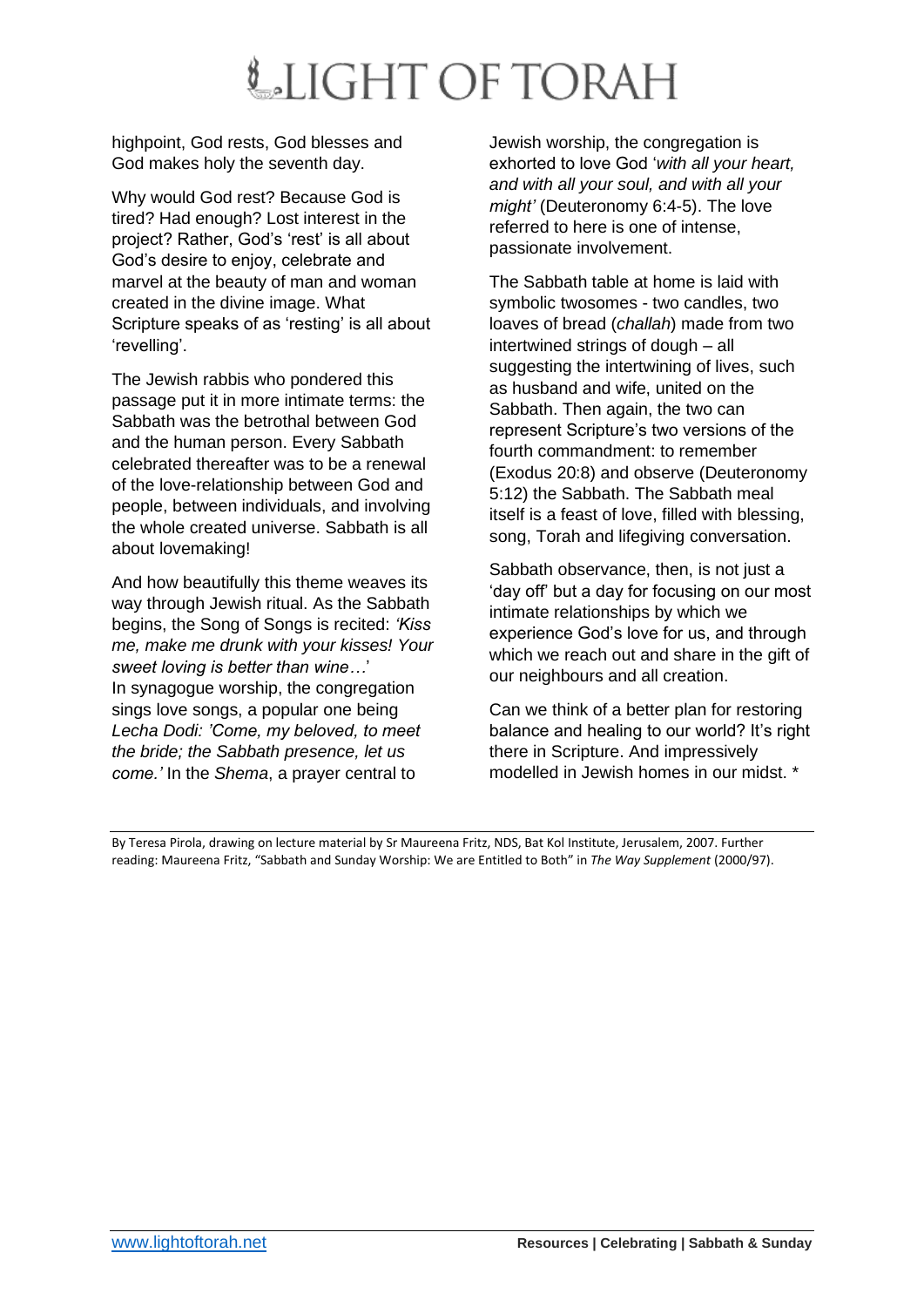highpoint, God rests, God blesses and God makes holy the seventh day.

Why would God rest? Because God is tired? Had enough? Lost interest in the project? Rather, God's 'rest' is all about God's desire to enjoy, celebrate and marvel at the beauty of man and woman created in the divine image. What Scripture speaks of as 'resting' is all about 'revelling'.

The Jewish rabbis who pondered this passage put it in more intimate terms: the Sabbath was the betrothal between God and the human person. Every Sabbath celebrated thereafter was to be a renewal of the love-relationship between God and people, between individuals, and involving the whole created universe. Sabbath is all about lovemaking!

And how beautifully this theme weaves its way through Jewish ritual. As the Sabbath begins, the Song of Songs is recited: *'Kiss me, make me drunk with your kisses! Your sweet loving is better than wine…'* In synagogue worship, the congregation sings love songs, a popular one being *Lecha Dodi: 'Come, my beloved, to meet the bride; the Sabbath presence, let us come.'* In the *Shema*, a prayer central to Jewish worship, the congregation is exhorted to love God '*with all your heart, and with all your soul, and with all your might'* (Deuteronomy 6:4-5). The love referred to here is one of intense, passionate involvement.

The Sabbath table at home is laid with symbolic twosomes - two candles, two loaves of bread (*challah*) made from two intertwined strings of dough – all suggesting the intertwining of lives, such as husband and wife, united on the Sabbath. Then again, the two can represent Scripture's two versions of the fourth commandment: to remember (Exodus 20:8) and observe (Deuteronomy 5:12) the Sabbath. The Sabbath meal itself is a feast of love, filled with blessing, song, Torah and lifegiving conversation.

Sabbath observance, then, is not just a 'day off' but a day for focusing on our most intimate relationships by which we experience God's love for us, and through which we reach out and share in the gift of our neighbours and all creation.

Can we think of a better plan for restoring balance and healing to our world? It's right there in Scripture. And impressively modelled in Jewish homes in our midst. *

---

By Teresa Pirola, drawing on lecture material by Sr Maureena Fritz, NDS, Bat Kol Institute, Jerusalem, 2007. Further reading: Maureena Fritz, "Sabbath and Sunday Worship: We are Entitled to Both" in *The Way Supplement* (2000/97).